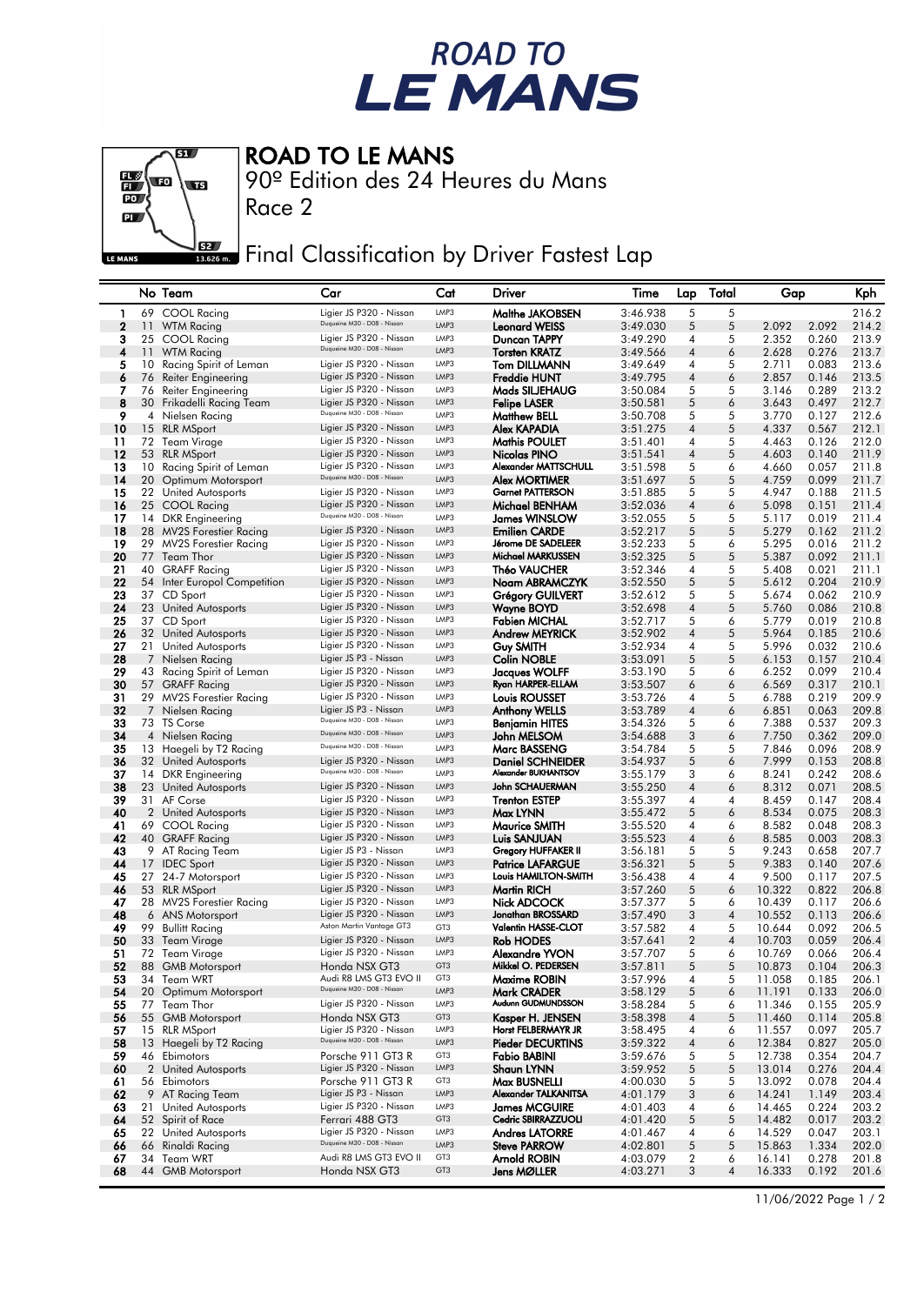# ROAD TO LE MANS

## ROAD TO LE MANS

90º Edition des 24 Heures du Mans

Race 2

## Final Classification by Driver Fastest Lap

| | No | Team | Car | Cat | Driver | Time | Lap | Total | Gap | | Kph |
|---|---|---|---|---|---|---|---|---|---|---|---|
| 1 | 69 | COOL Racing | Ligier JS P320 - Nissan | LMP3 | Malthe JAKOBSEN | 3:46.938 | 5 | 5 | | | 216.2 |
| 2 | 11 | WTM Racing | Duqueine M30 - D08 - Nissan | LMP3 | Leonard WEISS | 3:49.030 | 5 | 5 | 2.092 | 2.092 | 214.2 |
| 3 | 25 | COOL Racing | Ligier JS P320 - Nissan | LMP3 | Duncan TAPPY | 3:49.290 | 4 | 5 | 2.352 | 0.260 | 213.9 |
| 4 | 11 | WTM Racing | Duqueine M30 - D08 - Nissan | LMP3 | Torsten KRATZ | 3:49.566 | 4 | 6 | 2.628 | 0.276 | 213.7 |
| 5 | 10 | Racing Spirit of Leman | Ligier JS P320 - Nissan | LMP3 | Tom DILLMANN | 3:49.649 | 4 | 5 | 2.711 | 0.083 | 213.6 |
| 6 | 76 | Reiter Engineering | Ligier JS P320 - Nissan | LMP3 | Freddie HUNT | 3:49.795 | 4 | 6 | 2.857 | 0.146 | 213.5 |
| 7 | 76 | Reiter Engineering | Ligier JS P320 - Nissan | LMP3 | Mads SILJEHAUG | 3:50.084 | 5 | 5 | 3.146 | 0.289 | 213.2 |
| 8 | 30 | Frikadelli Racing Team | Ligier JS P320 - Nissan | LMP3 | Felipe LASER | 3:50.581 | 5 | 6 | 3.643 | 0.497 | 212.7 |
| 9 | 4 | Nielsen Racing | Duqueine M30 - D08 - Nissan | LMP3 | Matthew BELL | 3:50.708 | 5 | 5 | 3.770 | 0.127 | 212.6 |
| 10 | 15 | RLR MSport | Ligier JS P320 - Nissan | LMP3 | Alex KAPADIA | 3:51.275 | 4 | 5 | 4.337 | 0.567 | 212.1 |
| 11 | 72 | Team Virage | Ligier JS P320 - Nissan | LMP3 | Mathis POULET | 3:51.401 | 4 | 5 | 4.463 | 0.126 | 212.0 |
| 12 | 53 | RLR MSport | Ligier JS P320 - Nissan | LMP3 | Nicolas PINO | 3:51.541 | 4 | 5 | 4.603 | 0.140 | 211.9 |
| 13 | 10 | Racing Spirit of Leman | Ligier JS P320 - Nissan | LMP3 | Alexander MATTSCHULL | 3:51.598 | 5 | 6 | 4.660 | 0.057 | 211.8 |
| 14 | 20 | Optimum Motorsport | Duqueine M30 - D08 - Nissan | LMP3 | Alex MORTIMER | 3:51.697 | 5 | 5 | 4.759 | 0.099 | 211.7 |
| 15 | 22 | United Autosports | Ligier JS P320 - Nissan | LMP3 | Garnet PATTERSON | 3:51.885 | 5 | 5 | 4.947 | 0.188 | 211.5 |
| 16 | 25 | COOL Racing | Ligier JS P320 - Nissan | LMP3 | Michael BENHAM | 3:52.036 | 4 | 6 | 5.098 | 0.151 | 211.4 |
| 17 | 14 | DKR Engineering | Duqueine M30 - D08 - Nissan | LMP3 | James WINSLOW | 3:52.055 | 5 | 5 | 5.117 | 0.019 | 211.4 |
| 18 | 28 | MV2S Forestier Racing | Ligier JS P320 - Nissan | LMP3 | Emilien CARDE | 3:52.217 | 5 | 5 | 5.279 | 0.162 | 211.2 |
| 19 | 29 | MV2S Forestier Racing | Ligier JS P320 - Nissan | LMP3 | Jérome DE SADELEER | 3:52.233 | 5 | 6 | 5.295 | 0.016 | 211.2 |
| 20 | 77 | Team Thor | Ligier JS P320 - Nissan | LMP3 | Michael MARKUSSEN | 3:52.325 | 5 | 5 | 5.387 | 0.092 | 211.1 |
| 21 | 40 | GRAFF Racing | Ligier JS P320 - Nissan | LMP3 | Théo VAUCHER | 3:52.346 | 4 | 5 | 5.408 | 0.021 | 211.1 |
| 22 | 54 | Inter Europol Competition | Ligier JS P320 - Nissan | LMP3 | Noam ABRAMCZYK | 3:52.550 | 5 | 5 | 5.612 | 0.204 | 210.9 |
| 23 | 37 | CD Sport | Ligier JS P320 - Nissan | LMP3 | Grégory GUILVERT | 3:52.612 | 5 | 5 | 5.674 | 0.062 | 210.9 |
| 24 | 23 | United Autosports | Ligier JS P320 - Nissan | LMP3 | Wayne BOYD | 3:52.698 | 4 | 5 | 5.760 | 0.086 | 210.8 |
| 25 | 37 | CD Sport | Ligier JS P320 - Nissan | LMP3 | Fabien MICHAL | 3:52.717 | 5 | 6 | 5.779 | 0.019 | 210.8 |
| 26 | 32 | United Autosports | Ligier JS P320 - Nissan | LMP3 | Andrew MEYRICK | 3:52.902 | 4 | 5 | 5.964 | 0.185 | 210.6 |
| 27 | 21 | United Autosports | Ligier JS P320 - Nissan | LMP3 | Guy SMITH | 3:52.934 | 4 | 5 | 5.996 | 0.032 | 210.6 |
| 28 | 7 | Nielsen Racing | Ligier JS P3 - Nissan | LMP3 | Colin NOBLE | 3:53.091 | 5 | 5 | 6.153 | 0.157 | 210.4 |
| 29 | 43 | Racing Spirit of Leman | Ligier JS P320 - Nissan | LMP3 | Jacques WOLFF | 3:53.190 | 5 | 6 | 6.252 | 0.099 | 210.4 |
| 30 | 57 | GRAFF Racing | Ligier JS P320 - Nissan | LMP3 | Ryan HARPER-ELLAM | 3:53.507 | 6 | 6 | 6.569 | 0.317 | 210.1 |
| 31 | 29 | MV2S Forestier Racing | Ligier JS P320 - Nissan | LMP3 | Louis ROUSSET | 3:53.726 | 4 | 5 | 6.788 | 0.219 | 209.9 |
| 32 | 7 | Nielsen Racing | Ligier JS P3 - Nissan | LMP3 | Anthony WELLS | 3:53.789 | 4 | 6 | 6.851 | 0.063 | 209.8 |
| 33 | 73 | TS Corse | Duqueine M30 - D08 - Nissan | LMP3 | Benjamin HITES | 3:54.326 | 5 | 6 | 7.388 | 0.537 | 209.3 |
| 34 | 4 | Nielsen Racing | Duqueine M30 - D08 - Nissan | LMP3 | John MELSOM | 3:54.688 | 3 | 6 | 7.750 | 0.362 | 209.0 |
| 35 | 13 | Haegeli by T2 Racing | Duqueine M30 - D08 - Nissan | LMP3 | Marc BASSENG | 3:54.784 | 5 | 5 | 7.846 | 0.096 | 208.9 |
| 36 | 32 | United Autosports | Ligier JS P320 - Nissan | LMP3 | Daniel SCHNEIDER | 3:54.937 | 5 | 6 | 7.999 | 0.153 | 208.8 |
| 37 | 14 | DKR Engineering | Duqueine M30 - D08 - Nissan | LMP3 | Alexander BUKHANTSOV | 3:55.179 | 3 | 6 | 8.241 | 0.242 | 208.6 |
| 38 | 23 | United Autosports | Ligier JS P320 - Nissan | LMP3 | John SCHAUERMAN | 3:55.250 | 4 | 6 | 8.312 | 0.071 | 208.5 |
| 39 | 31 | AF Corse | Ligier JS P320 - Nissan | LMP3 | Trenton ESTEP | 3:55.397 | 4 | 4 | 8.459 | 0.147 | 208.4 |
| 40 | 2 | United Autosports | Ligier JS P320 - Nissan | LMP3 | Max LYNN | 3:55.472 | 5 | 6 | 8.534 | 0.075 | 208.3 |
| 41 | 69 | COOL Racing | Ligier JS P320 - Nissan | LMP3 | Maurice SMITH | 3:55.520 | 4 | 6 | 8.582 | 0.048 | 208.3 |
| 42 | 40 | GRAFF Racing | Ligier JS P320 - Nissan | LMP3 | Luis SANJUAN | 3:55.523 | 4 | 6 | 8.585 | 0.003 | 208.3 |
| 43 | 9 | AT Racing Team | Ligier JS P3 - Nissan | LMP3 | Gregory HUFFAKER II | 3:56.181 | 5 | 5 | 9.243 | 0.658 | 207.7 |
| 44 | 17 | IDEC Sport | Ligier JS P320 - Nissan | LMP3 | Patrice LAFARGUE | 3:56.321 | 5 | 5 | 9.383 | 0.140 | 207.6 |
| 45 | 27 | 24-7 Motorsport | Ligier JS P320 - Nissan | LMP3 | Louis HAMILTON-SMITH | 3:56.438 | 4 | 4 | 9.500 | 0.117 | 207.5 |
| 46 | 53 | RLR MSport | Ligier JS P320 - Nissan | LMP3 | Martin RICH | 3:57.260 | 5 | 6 | 10.322 | 0.822 | 206.8 |
| 47 | 28 | MV2S Forestier Racing | Ligier JS P320 - Nissan | LMP3 | Nick ADCOCK | 3:57.377 | 5 | 6 | 10.439 | 0.117 | 206.6 |
| 48 | 6 | ANS Motorsport | Ligier JS P320 - Nissan | LMP3 | Jonathan BROSSARD | 3:57.490 | 3 | 4 | 10.552 | 0.113 | 206.6 |
| 49 | 99 | Bullitt Racing | Aston Martin Vantage GT3 | GT3 | Valentin HASSE-CLOT | 3:57.582 | 4 | 5 | 10.644 | 0.092 | 206.5 |
| 50 | 33 | Team Virage | Ligier JS P320 - Nissan | LMP3 | Rob HODES | 3:57.641 | 2 | 4 | 10.703 | 0.059 | 206.4 |
| 51 | 72 | Team Virage | Ligier JS P320 - Nissan | LMP3 | Alexandre YVON | 3:57.707 | 5 | 6 | 10.769 | 0.066 | 206.4 |
| 52 | 88 | GMB Motorsport | Honda NSX GT3 | GT3 | Mikkel O. PEDERSEN | 3:57.811 | 5 | 5 | 10.873 | 0.104 | 206.3 |
| 53 | 34 | Team WRT | Audi R8 LMS GT3 EVO II | GT3 | Maxime ROBIN | 3:57.996 | 4 | 5 | 11.058 | 0.185 | 206.1 |
| 54 | 20 | Optimum Motorsport | Duqueine M30 - D08 - Nissan | LMP3 | Mark CRADER | 3:58.129 | 5 | 6 | 11.191 | 0.133 | 206.0 |
| 55 | 77 | Team Thor | Ligier JS P320 - Nissan | LMP3 | Audunn GUDMUNDSSON | 3:58.284 | 5 | 6 | 11.346 | 0.155 | 205.9 |
| 56 | 55 | GMB Motorsport | Honda NSX GT3 | GT3 | Kasper H. JENSEN | 3:58.398 | 4 | 5 | 11.460 | 0.114 | 205.8 |
| 57 | 15 | RLR MSport | Ligier JS P320 - Nissan | LMP3 | Horst FELBERMAYR JR | 3:58.495 | 4 | 6 | 11.557 | 0.097 | 205.7 |
| 58 | 13 | Haegeli by T2 Racing | Duqueine M30 - D08 - Nissan | LMP3 | Pieder DECURTINS | 3:59.322 | 4 | 6 | 12.384 | 0.827 | 205.0 |
| 59 | 46 | Ebimotors | Porsche 911 GT3 R | GT3 | Fabio BABINI | 3:59.676 | 5 | 5 | 12.738 | 0.354 | 204.7 |
| 60 | 2 | United Autosports | Ligier JS P320 - Nissan | LMP3 | Shaun LYNN | 3:59.952 | 5 | 5 | 13.014 | 0.276 | 204.4 |
| 61 | 56 | Ebimotors | Porsche 911 GT3 R | GT3 | Max BUSNELLI | 4:00.030 | 5 | 5 | 13.092 | 0.078 | 204.4 |
| 62 | 9 | AT Racing Team | Ligier JS P3 - Nissan | LMP3 | Alexander TALKANITSA | 4:01.179 | 3 | 6 | 14.241 | 1.149 | 203.4 |
| 63 | 21 | United Autosports | Ligier JS P320 - Nissan | LMP3 | James MCGUIRE | 4:01.403 | 4 | 6 | 14.465 | 0.224 | 203.2 |
| 64 | 52 | Spirit of Race | Ferrari 488 GT3 | GT3 | Cedric SBIRRAZZUOLI | 4:01.420 | 5 | 5 | 14.482 | 0.017 | 203.2 |
| 65 | 22 | United Autosports | Ligier JS P320 - Nissan | LMP3 | Andres LATORRE | 4:01.467 | 4 | 6 | 14.529 | 0.047 | 203.1 |
| 66 | 66 | Rinaldi Racing | Duqueine M30 - D08 - Nissan | LMP3 | Steve PARROW | 4:02.801 | 5 | 5 | 15.863 | 1.334 | 202.0 |
| 67 | 34 | Team WRT | Audi R8 LMS GT3 EVO II | GT3 | Arnold ROBIN | 4:03.079 | 2 | 6 | 16.141 | 0.278 | 201.8 |
| 68 | 44 | GMB Motorsport | Honda NSX GT3 | GT3 | Jens MØLLER | 4:03.271 | 3 | 4 | 16.333 | 0.192 | 201.6 |

11/06/2022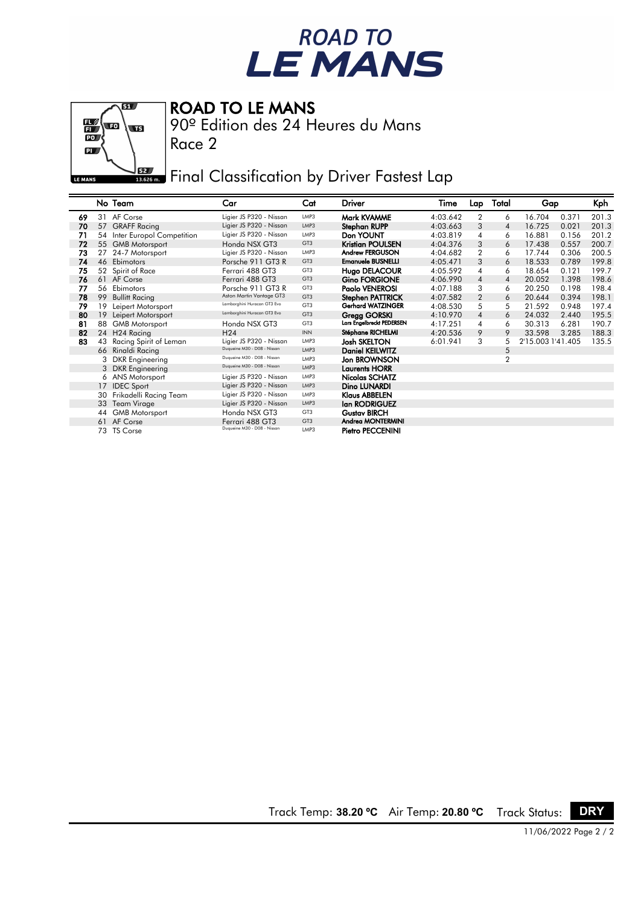# ROAD TO LE MANS

## ROAD TO LE MANS

90º Edition des 24 Heures du Mans

Race 2

## Final Classification by Driver Fastest Lap

| | No | Team | Car | Cat | Driver | Time | Lap | Total | Gap | | Kph |
|---|---|---|---|---|---|---|---|---|---|---|---|
| 69 | 31 | AF Corse | Ligier JS P320 - Nissan | LMP3 | Mark KVAMME | 4:03.642 | 2 | 6 | 16.704 | 0.371 | 201.3 |
| 70 | 57 | GRAFF Racing | Ligier JS P320 - Nissan | LMP3 | Stephan RUPP | 4:03.663 | 3 | 4 | 16.725 | 0.021 | 201.3 |
| 71 | 54 | Inter Europol Competition | Ligier JS P320 - Nissan | LMP3 | Don YOUNT | 4:03.819 | 4 | 6 | 16.881 | 0.156 | 201.2 |
| 72 | 55 | GMB Motorsport | Honda NSX GT3 | GT3 | Kristian POULSEN | 4:04.376 | 3 | 6 | 17.438 | 0.557 | 200.7 |
| 73 | 27 | 24-7 Motorsport | Ligier JS P320 - Nissan | LMP3 | Andrew FERGUSON | 4:04.682 | 2 | 6 | 17.744 | 0.306 | 200.5 |
| 74 | 46 | Ebimotors | Porsche 911 GT3 R | GT3 | Emanuele BUSNELLI | 4:05.471 | 3 | 6 | 18.533 | 0.789 | 199.8 |
| 75 | 52 | Spirit of Race | Ferrari 488 GT3 | GT3 | Hugo DELACOUR | 4:05.592 | 4 | 6 | 18.654 | 0.121 | 199.7 |
| 76 | 61 | AF Corse | Ferrari 488 GT3 | GT3 | Gino FORGIONE | 4:06.990 | 4 | 4 | 20.052 | 1.398 | 198.6 |
| 77 | 56 | Ebimotors | Porsche 911 GT3 R | GT3 | Paolo VENEROSI | 4:07.188 | 3 | 6 | 20.250 | 0.198 | 198.4 |
| 78 | 99 | Bullitt Racing | Aston Martin Vantage GT3 | GT3 | Stephen PATTRICK | 4:07.582 | 2 | 6 | 20.644 | 0.394 | 198.1 |
| 79 | 19 | Leipert Motorsport | Lamborghini Huracan GT3 Evo | GT3 | Gerhard WATZINGER | 4:08.530 | 5 | 5 | 21.592 | 0.948 | 197.4 |
| 80 | 19 | Leipert Motorsport | Lamborghini Huracan GT3 Evo | GT3 | Gregg GORSKI | 4:10.970 | 4 | 6 | 24.032 | 2.440 | 195.5 |
| 81 | 88 | GMB Motorsport | Honda NSX GT3 | GT3 | Lars Engelbreckt PEDERSEN | 4:17.251 | 4 | 6 | 30.313 | 6.281 | 190.7 |
| 82 | 24 | H24 Racing | H24 | INN | Stéphane RICHELMI | 4:20.536 | 9 | 9 | 33.598 | 3.285 | 188.3 |
| 83 | 43 | Racing Spirit of Leman | Ligier JS P320 - Nissan | LMP3 | Josh SKELTON | 6:01.941 | 3 | 5 | 2'15.003 | 1'41.405 | 135.5 |
| | 66 | Rinaldi Racing | Duqueine M30 - D08 - Nissan | LMP3 | Daniel KEILWITZ | | | 5 | | | |
| | 3 | DKR Engineering | Duqueine M30 - D08 - Nissan | LMP3 | Jon BROWNSON | | | 2 | | | |
| | 3 | DKR Engineering | Duqueine M30 - D08 - Nissan | LMP3 | Laurents HORR | | | | | | |
| | 6 | ANS Motorsport | Ligier JS P320 - Nissan | LMP3 | Nicolas SCHATZ | | | | | | |
| | 17 | IDEC Sport | Ligier JS P320 - Nissan | LMP3 | Dino LUNARDI | | | | | | |
| | 30 | Frikadelli Racing Team | Ligier JS P320 - Nissan | LMP3 | Klaus ABBELEN | | | | | | |
| | 33 | Team Virage | Ligier JS P320 - Nissan | LMP3 | Ian RODRIGUEZ | | | | | | |
| | 44 | GMB Motorsport | Honda NSX GT3 | GT3 | Gustav BIRCH | | | | | | |
| | 61 | AF Corse | Ferrari 488 GT3 | GT3 | Andrea MONTERMINI | | | | | | |
| | 73 | TS Corse | Duqueine M30 - D08 - Nissan | LMP3 | Pietro PECCENINI | | | | | | |

Track Temp: **38.20 ºC** Air Temp: **20.80 ºC** Track Status: **DRY**

11/06/2022